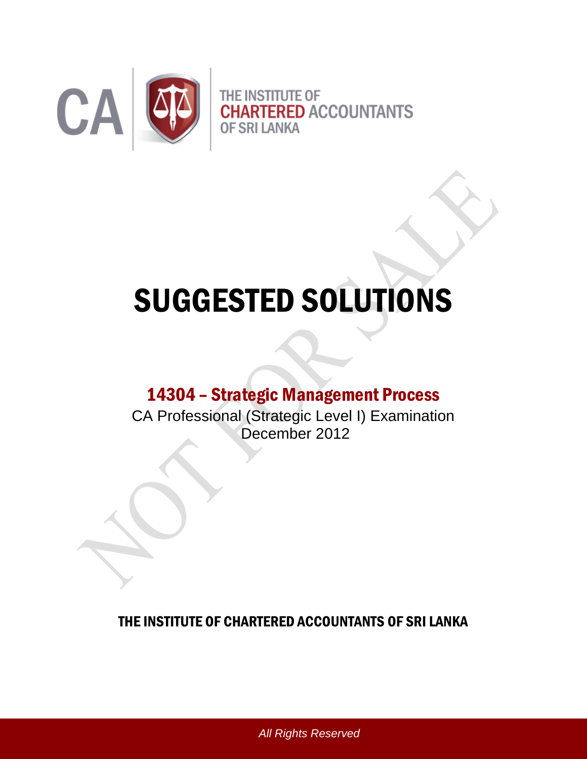CA

THE INSTITUTE OF
CHARTERED ACCOUNTANTS
OF SRI LANKA

# SUGGESTED SOLUTIONS

## 14304 – Strategic Management Process

CA Professional (Strategic Level I) Examination
December 2012

**THE INSTITUTE OF CHARTERED ACCOUNTANTS OF SRI LANKA**

*All Rights Reserved*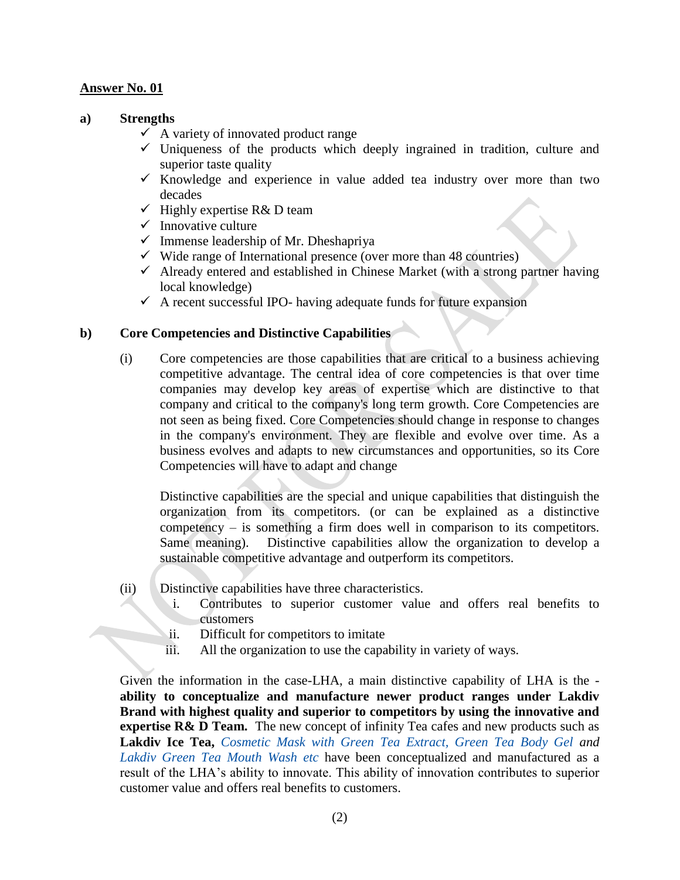**Answer No. 01**

**a) Strengths**

- ✓ A variety of innovated product range
- ✓ Uniqueness of the products which deeply ingrained in tradition, culture and superior taste quality
- ✓ Knowledge and experience in value added tea industry over more than two decades
- ✓ Highly expertise R& D team
- ✓ Innovative culture
- ✓ Immense leadership of Mr. Dheshapriya
- ✓ Wide range of International presence (over more than 48 countries)
- ✓ Already entered and established in Chinese Market (with a strong partner having local knowledge)
- ✓ A recent successful IPO- having adequate funds for future expansion

**b) Core Competencies and Distinctive Capabilities**

(i) Core competencies are those capabilities that are critical to a business achieving competitive advantage. The central idea of core competencies is that over time companies may develop key areas of expertise which are distinctive to that company and critical to the company's long term growth. Core Competencies are not seen as being fixed. Core Competencies should change in response to changes in the company's environment. They are flexible and evolve over time. As a business evolves and adapts to new circumstances and opportunities, so its Core Competencies will have to adapt and change

Distinctive capabilities are the special and unique capabilities that distinguish the organization from its competitors. (or can be explained as a distinctive competency – is something a firm does well in comparison to its competitors. Same meaning). Distinctive capabilities allow the organization to develop a sustainable competitive advantage and outperform its competitors.

(ii) Distinctive capabilities have three characteristics.

i. Contributes to superior customer value and offers real benefits to customers
ii. Difficult for competitors to imitate
iii. All the organization to use the capability in variety of ways.

Given the information in the case-LHA, a main distinctive capability of LHA is the - **ability to conceptualize and manufacture newer product ranges under Lakdiv Brand with highest quality and superior to competitors by using the innovative and expertise R& D Team.** The new concept of infinity Tea cafes and new products such as **Lakdiv Ice Tea,** *Cosmetic Mask with Green Tea Extract, Green Tea Body Gel and Lakdiv Green Tea Mouth Wash etc* have been conceptualized and manufactured as a result of the LHA's ability to innovate. This ability of innovation contributes to superior customer value and offers real benefits to customers.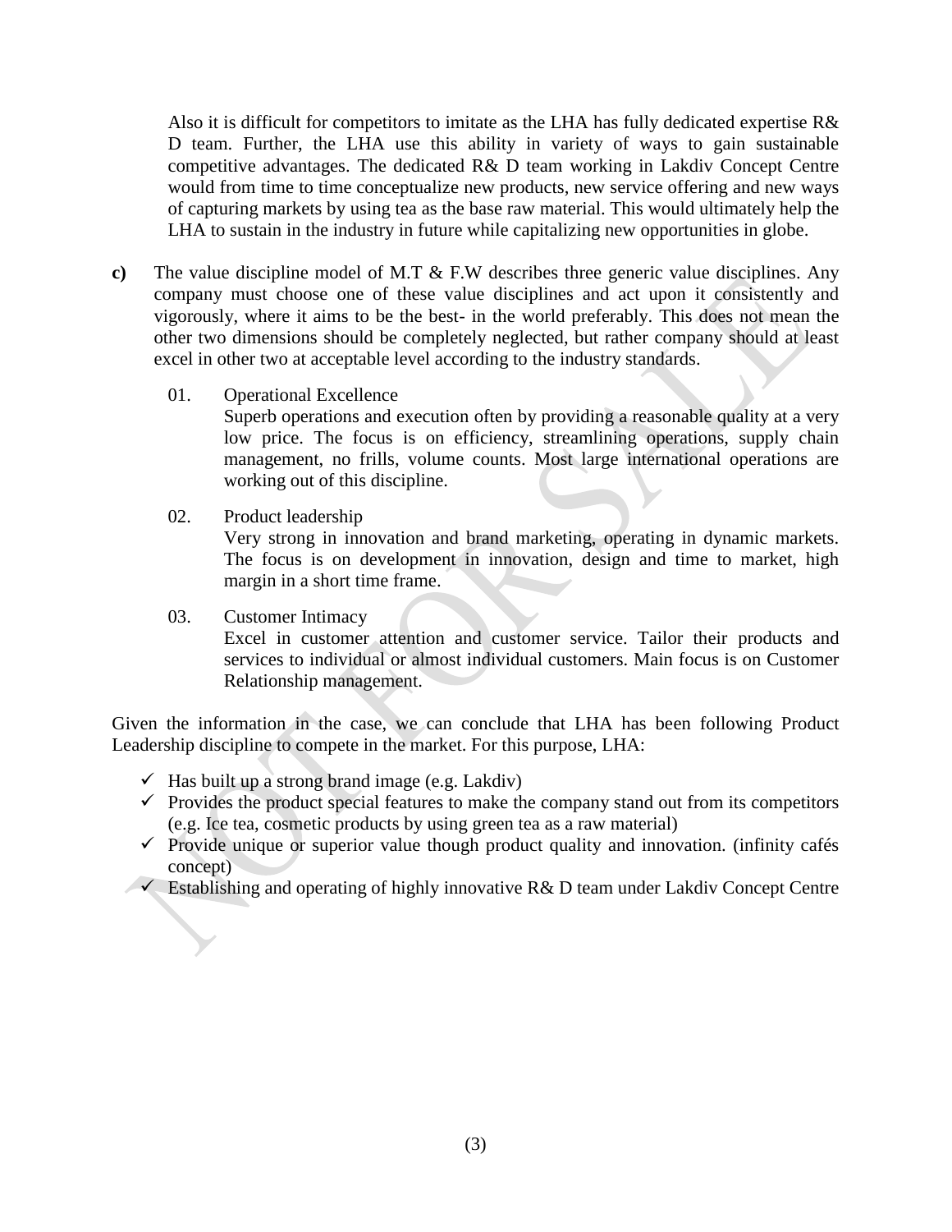Also it is difficult for competitors to imitate as the LHA has fully dedicated expertise R& D team. Further, the LHA use this ability in variety of ways to gain sustainable competitive advantages. The dedicated R& D team working in Lakdiv Concept Centre would from time to time conceptualize new products, new service offering and new ways of capturing markets by using tea as the base raw material. This would ultimately help the LHA to sustain in the industry in future while capitalizing new opportunities in globe.

**c)** The value discipline model of M.T & F.W describes three generic value disciplines. Any company must choose one of these value disciplines and act upon it consistently and vigorously, where it aims to be the best- in the world preferably. This does not mean the other two dimensions should be completely neglected, but rather company should at least excel in other two at acceptable level according to the industry standards.

01. Operational Excellence
    Superb operations and execution often by providing a reasonable quality at a very low price. The focus is on efficiency, streamlining operations, supply chain management, no frills, volume counts. Most large international operations are working out of this discipline.

02. Product leadership
    Very strong in innovation and brand marketing, operating in dynamic markets. The focus is on development in innovation, design and time to market, high margin in a short time frame.

03. Customer Intimacy
    Excel in customer attention and customer service. Tailor their products and services to individual or almost individual customers. Main focus is on Customer Relationship management.

Given the information in the case, we can conclude that LHA has been following Product Leadership discipline to compete in the market. For this purpose, LHA:

- ✓ Has built up a strong brand image (e.g. Lakdiv)
- ✓ Provides the product special features to make the company stand out from its competitors (e.g. Ice tea, cosmetic products by using green tea as a raw material)
- ✓ Provide unique or superior value though product quality and innovation. (infinity cafés concept)
- ✓ Establishing and operating of highly innovative R& D team under Lakdiv Concept Centre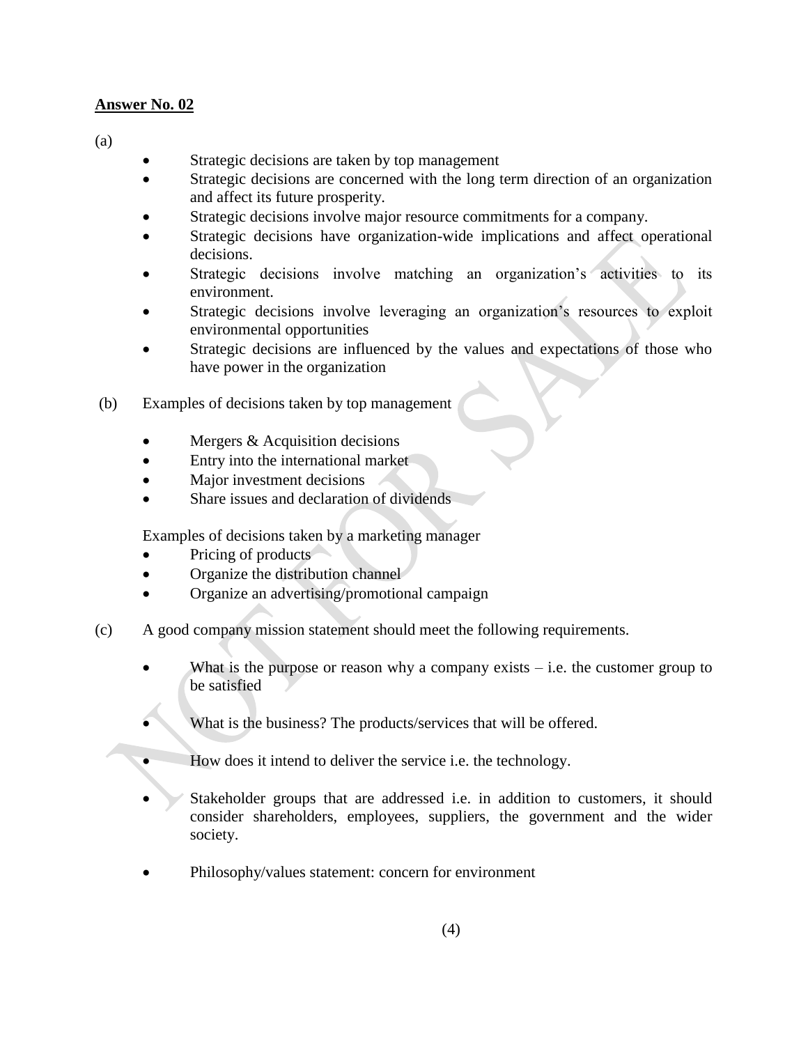**Answer No. 02**

(a)

- Strategic decisions are taken by top management
- Strategic decisions are concerned with the long term direction of an organization and affect its future prosperity.
- Strategic decisions involve major resource commitments for a company.
- Strategic decisions have organization-wide implications and affect operational decisions.
- Strategic decisions involve matching an organization's activities to its environment.
- Strategic decisions involve leveraging an organization's resources to exploit environmental opportunities
- Strategic decisions are influenced by the values and expectations of those who have power in the organization

(b) Examples of decisions taken by top management

- Mergers & Acquisition decisions
- Entry into the international market
- Major investment decisions
- Share issues and declaration of dividends

Examples of decisions taken by a marketing manager

- Pricing of products
- Organize the distribution channel
- Organize an advertising/promotional campaign

(c) A good company mission statement should meet the following requirements.

- What is the purpose or reason why a company exists – i.e. the customer group to be satisfied
- What is the business? The products/services that will be offered.
- How does it intend to deliver the service i.e. the technology.
- Stakeholder groups that are addressed i.e. in addition to customers, it should consider shareholders, employees, suppliers, the government and the wider society.
- Philosophy/values statement: concern for environment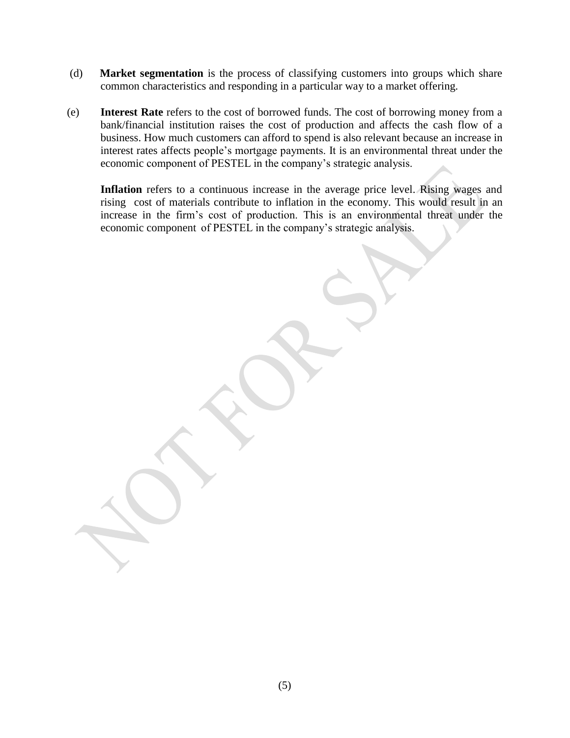(d) **Market segmentation** is the process of classifying customers into groups which share common characteristics and responding in a particular way to a market offering.

(e) **Interest Rate** refers to the cost of borrowed funds. The cost of borrowing money from a bank/financial institution raises the cost of production and affects the cash flow of a business. How much customers can afford to spend is also relevant because an increase in interest rates affects people's mortgage payments. It is an environmental threat under the economic component of PESTEL in the company's strategic analysis.

**Inflation** refers to a continuous increase in the average price level. Rising wages and rising cost of materials contribute to inflation in the economy. This would result in an increase in the firm's cost of production. This is an environmental threat under the economic component of PESTEL in the company's strategic analysis.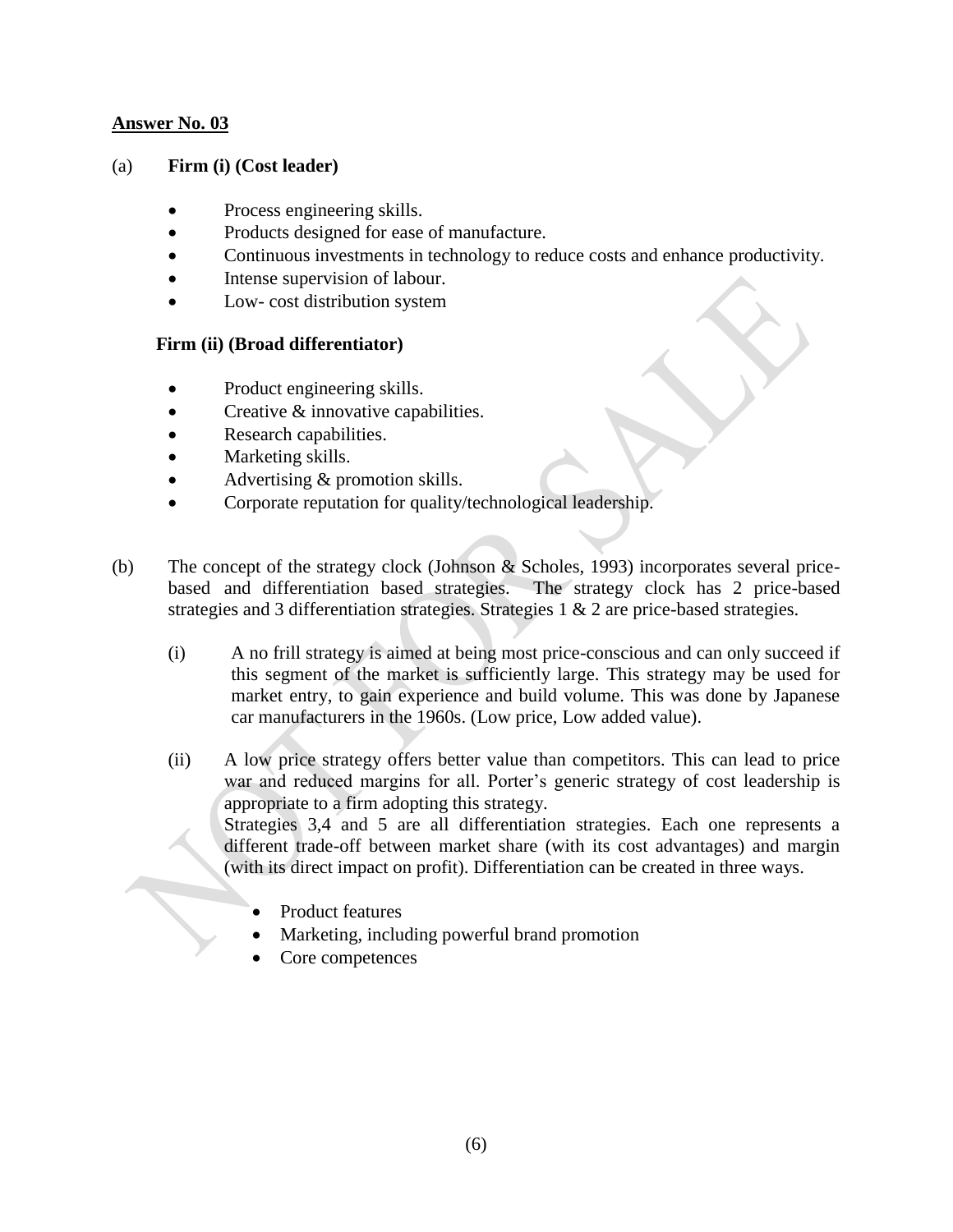**Answer No. 03**

(a) **Firm (i) (Cost leader)**

- Process engineering skills.
- Products designed for ease of manufacture.
- Continuous investments in technology to reduce costs and enhance productivity.
- Intense supervision of labour.
- Low- cost distribution system

**Firm (ii) (Broad differentiator)**

- Product engineering skills.
- Creative & innovative capabilities.
- Research capabilities.
- Marketing skills.
- Advertising & promotion skills.
- Corporate reputation for quality/technological leadership.

(b) The concept of the strategy clock (Johnson & Scholes, 1993) incorporates several price-based and differentiation based strategies. The strategy clock has 2 price-based strategies and 3 differentiation strategies. Strategies 1 & 2 are price-based strategies.

(i) A no frill strategy is aimed at being most price-conscious and can only succeed if this segment of the market is sufficiently large. This strategy may be used for market entry, to gain experience and build volume. This was done by Japanese car manufacturers in the 1960s. (Low price, Low added value).

(ii) A low price strategy offers better value than competitors. This can lead to price war and reduced margins for all. Porter's generic strategy of cost leadership is appropriate to a firm adopting this strategy.
Strategies 3,4 and 5 are all differentiation strategies. Each one represents a different trade-off between market share (with its cost advantages) and margin (with its direct impact on profit). Differentiation can be created in three ways.

- Product features
- Marketing, including powerful brand promotion
- Core competences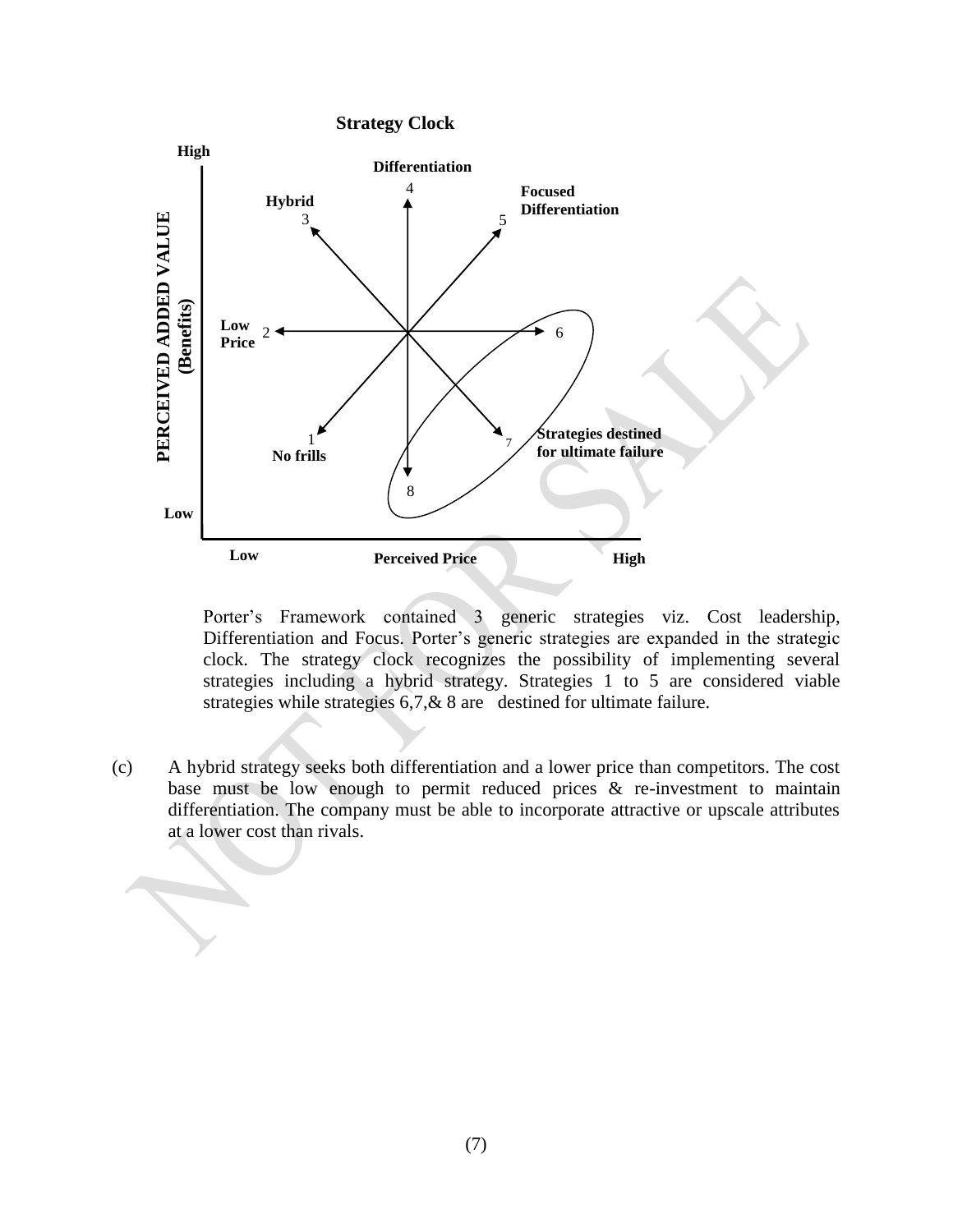**Strategy Clock**

Porter's Framework contained 3 generic strategies viz. Cost leadership, Differentiation and Focus. Porter's generic strategies are expanded in the strategic clock. The strategy clock recognizes the possibility of implementing several strategies including a hybrid strategy. Strategies 1 to 5 are considered viable strategies while strategies 6,7,& 8 are destined for ultimate failure.

(c) A hybrid strategy seeks both differentiation and a lower price than competitors. The cost base must be low enough to permit reduced prices & re-investment to maintain differentiation. The company must be able to incorporate attractive or upscale attributes at a lower cost than rivals.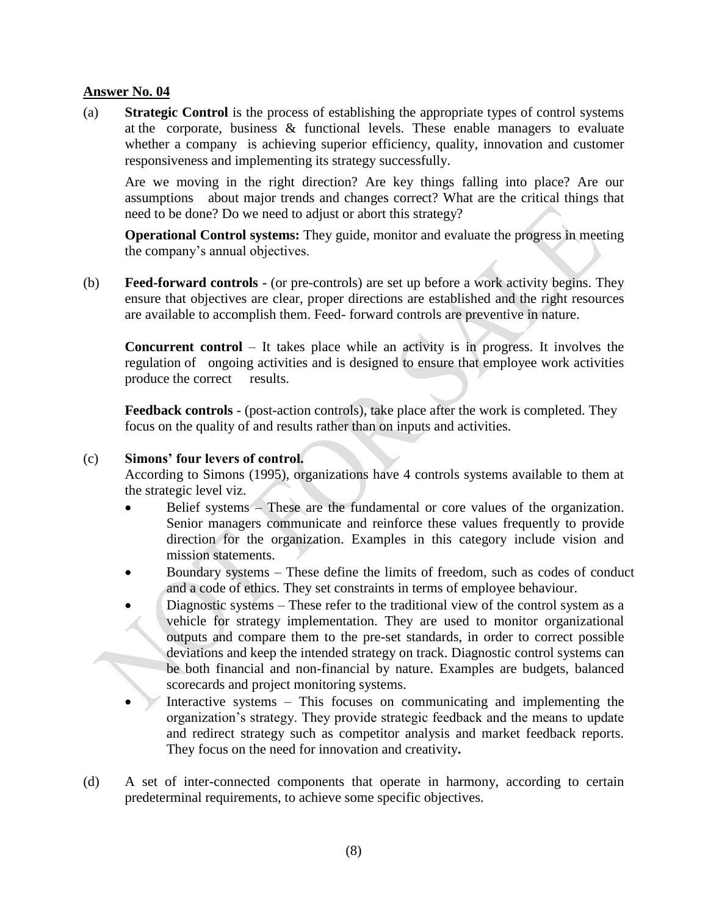**Answer No. 04**

(a) **Strategic Control** is the process of establishing the appropriate types of control systems at the corporate, business & functional levels. These enable managers to evaluate whether a company is achieving superior efficiency, quality, innovation and customer responsiveness and implementing its strategy successfully.

Are we moving in the right direction? Are key things falling into place? Are our assumptions about major trends and changes correct? What are the critical things that need to be done? Do we need to adjust or abort this strategy?

**Operational Control systems:** They guide, monitor and evaluate the progress in meeting the company's annual objectives.

(b) **Feed-forward controls -** (or pre-controls) are set up before a work activity begins. They ensure that objectives are clear, proper directions are established and the right resources are available to accomplish them. Feed- forward controls are preventive in nature.

**Concurrent control** – It takes place while an activity is in progress. It involves the regulation of ongoing activities and is designed to ensure that employee work activities produce the correct results.

**Feedback controls** - (post-action controls), take place after the work is completed. They focus on the quality of and results rather than on inputs and activities.

(c) **Simons' four levers of control.**

According to Simons (1995), organizations have 4 controls systems available to them at the strategic level viz.

- Belief systems – These are the fundamental or core values of the organization. Senior managers communicate and reinforce these values frequently to provide direction for the organization. Examples in this category include vision and mission statements.
- Boundary systems – These define the limits of freedom, such as codes of conduct and a code of ethics. They set constraints in terms of employee behaviour.
- Diagnostic systems – These refer to the traditional view of the control system as a vehicle for strategy implementation. They are used to monitor organizational outputs and compare them to the pre-set standards, in order to correct possible deviations and keep the intended strategy on track. Diagnostic control systems can be both financial and non-financial by nature. Examples are budgets, balanced scorecards and project monitoring systems.
- Interactive systems – This focuses on communicating and implementing the organization's strategy. They provide strategic feedback and the means to update and redirect strategy such as competitor analysis and market feedback reports. They focus on the need for innovation and creativity**.**

(d) A set of inter-connected components that operate in harmony, according to certain predeterminal requirements, to achieve some specific objectives.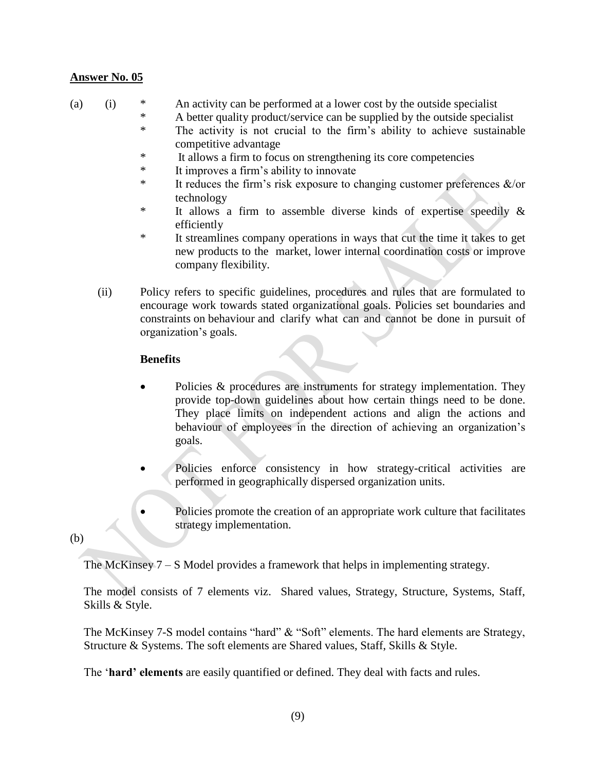**Answer No. 05**

(a) (i)

- An activity can be performed at a lower cost by the outside specialist
- A better quality product/service can be supplied by the outside specialist
- The activity is not crucial to the firm's ability to achieve sustainable competitive advantage
- It allows a firm to focus on strengthening its core competencies
- It improves a firm's ability to innovate
- It reduces the firm's risk exposure to changing customer preferences &/or technology
- It allows a firm to assemble diverse kinds of expertise speedily & efficiently
- It streamlines company operations in ways that cut the time it takes to get new products to the market, lower internal coordination costs or improve company flexibility.

(ii) Policy refers to specific guidelines, procedures and rules that are formulated to encourage work towards stated organizational goals. Policies set boundaries and constraints on behaviour and clarify what can and cannot be done in pursuit of organization's goals.

**Benefits**

- Policies & procedures are instruments for strategy implementation. They provide top-down guidelines about how certain things need to be done. They place limits on independent actions and align the actions and behaviour of employees in the direction of achieving an organization's goals.

- Policies enforce consistency in how strategy-critical activities are performed in geographically dispersed organization units.

- Policies promote the creation of an appropriate work culture that facilitates strategy implementation.

(b)

The McKinsey 7 – S Model provides a framework that helps in implementing strategy.

The model consists of 7 elements viz. Shared values, Strategy, Structure, Systems, Staff, Skills & Style.

The McKinsey 7-S model contains "hard" & "Soft" elements. The hard elements are Strategy, Structure & Systems. The soft elements are Shared values, Staff, Skills & Style.

The '**hard' elements** are easily quantified or defined. They deal with facts and rules.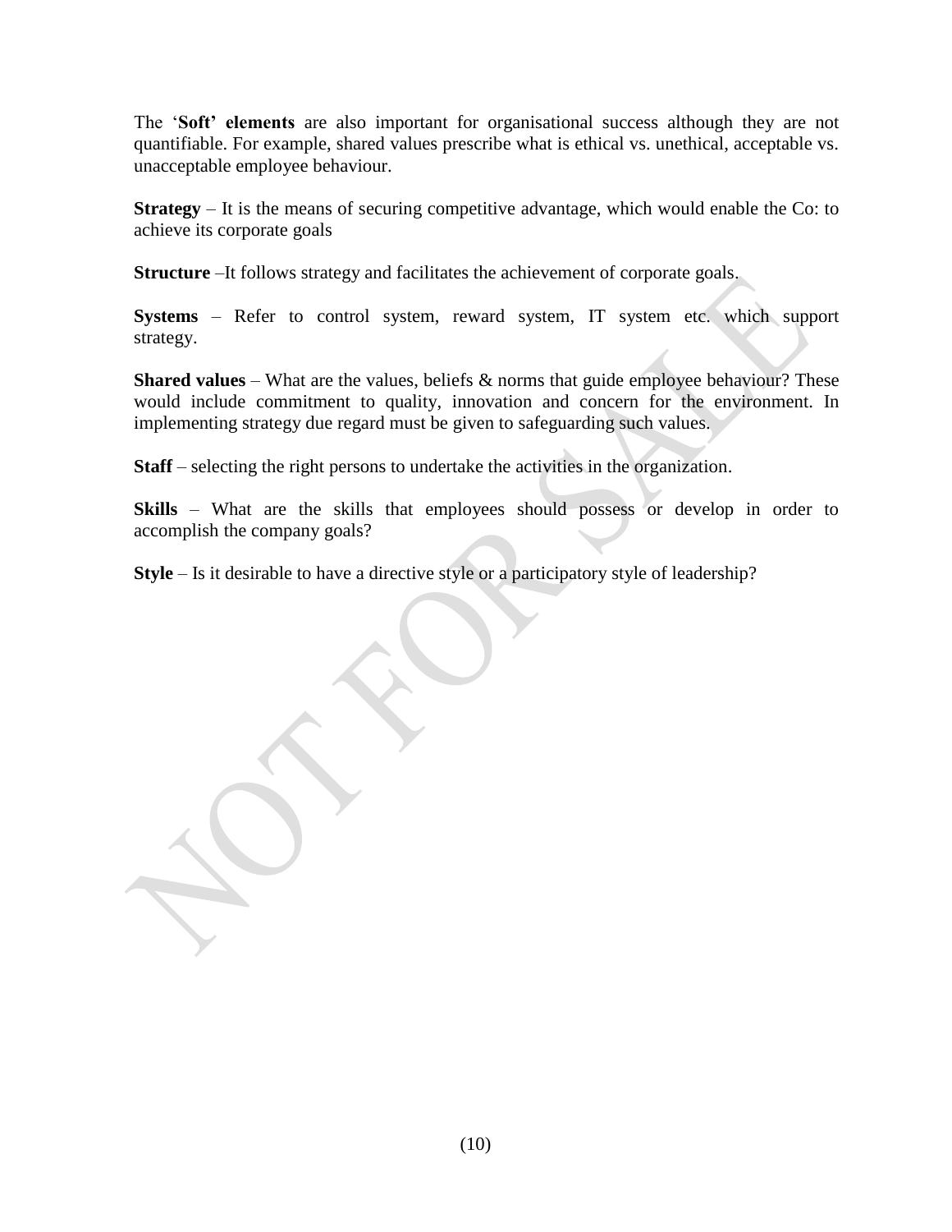The '**Soft' elements** are also important for organisational success although they are not quantifiable. For example, shared values prescribe what is ethical vs. unethical, acceptable vs. unacceptable employee behaviour.

**Strategy** – It is the means of securing competitive advantage, which would enable the Co: to achieve its corporate goals

**Structure** –It follows strategy and facilitates the achievement of corporate goals.

**Systems** – Refer to control system, reward system, IT system etc. which support strategy.

**Shared values** – What are the values, beliefs & norms that guide employee behaviour? These would include commitment to quality, innovation and concern for the environment. In implementing strategy due regard must be given to safeguarding such values.

**Staff** – selecting the right persons to undertake the activities in the organization.

**Skills** – What are the skills that employees should possess or develop in order to accomplish the company goals?

**Style** – Is it desirable to have a directive style or a participatory style of leadership?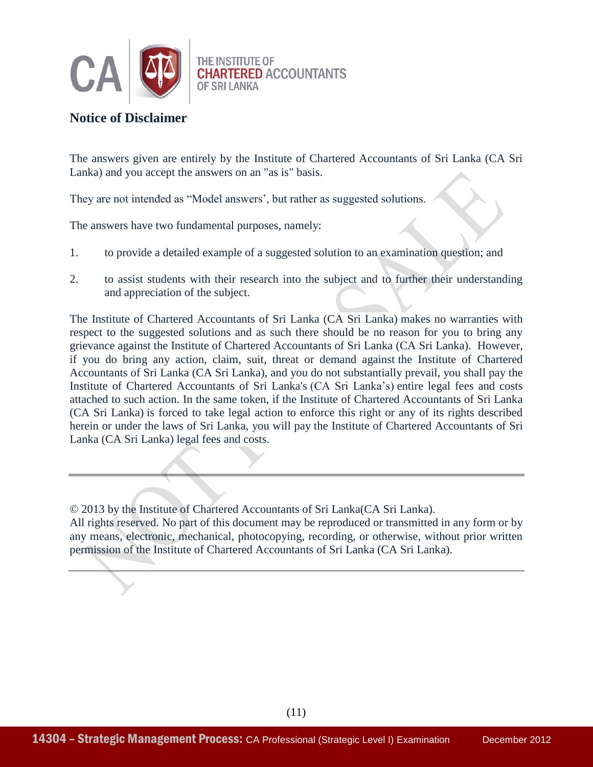# Notice of Disclaimer

The answers given are entirely by the Institute of Chartered Accountants of Sri Lanka (CA Sri Lanka) and you accept the answers on an "as is" basis.

They are not intended as "Model answers', but rather as suggested solutions.

The answers have two fundamental purposes, namely:

1. to provide a detailed example of a suggested solution to an examination question; and

2. to assist students with their research into the subject and to further their understanding and appreciation of the subject.

The Institute of Chartered Accountants of Sri Lanka (CA Sri Lanka) makes no warranties with respect to the suggested solutions and as such there should be no reason for you to bring any grievance against the Institute of Chartered Accountants of Sri Lanka (CA Sri Lanka). However, if you do bring any action, claim, suit, threat or demand against the Institute of Chartered Accountants of Sri Lanka (CA Sri Lanka), and you do not substantially prevail, you shall pay the Institute of Chartered Accountants of Sri Lanka's (CA Sri Lanka's) entire legal fees and costs attached to such action. In the same token, if the Institute of Chartered Accountants of Sri Lanka (CA Sri Lanka) is forced to take legal action to enforce this right or any of its rights described herein or under the laws of Sri Lanka, you will pay the Institute of Chartered Accountants of Sri Lanka (CA Sri Lanka) legal fees and costs.

---

© 2013 by the Institute of Chartered Accountants of Sri Lanka(CA Sri Lanka).
All rights reserved. No part of this document may be reproduced or transmitted in any form or by any means, electronic, mechanical, photocopying, recording, or otherwise, without prior written permission of the Institute of Chartered Accountants of Sri Lanka (CA Sri Lanka).

---